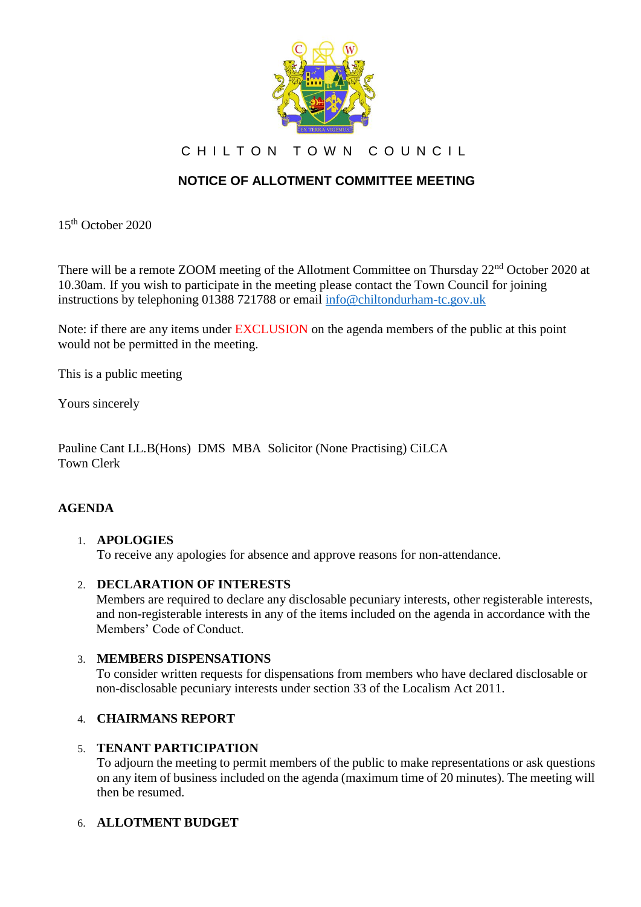# CHILTON TOWN COUNCIL

## NOTICE OF ALLOTMENT COMMITTEE MEETING

15th October 2020

There will be a remote ZOOM meeting of the Allotment Committee on Thursday 22nd October 2020 at 10.30am. If you wish to participate in the meeting please contact the Town Council for joining instructions by telephoning 01388 721788 or email info@chiltondurham-tc.gov.uk

Note: if there are any items under EXCLUSION on the agenda members of the public at this point would not be permitted in the meeting.

This is a public meeting

Yours sincerely

Pauline Cant LL.B(Hons) DMS MBA Solicitor (None Practising) CiLCA
Town Clerk

## AGENDA

1. **APOLOGIES**
   To receive any apologies for absence and approve reasons for non-attendance.

2. **DECLARATION OF INTERESTS**
   Members are required to declare any disclosable pecuniary interests, other registerable interests, and non-registerable interests in any of the items included on the agenda in accordance with the Members' Code of Conduct.

3. **MEMBERS DISPENSATIONS**
   To consider written requests for dispensations from members who have declared disclosable or non-disclosable pecuniary interests under section 33 of the Localism Act 2011.

4. **CHAIRMANS REPORT**

5. **TENANT PARTICIPATION**
   To adjourn the meeting to permit members of the public to make representations or ask questions on any item of business included on the agenda (maximum time of 20 minutes). The meeting will then be resumed.

6. **ALLOTMENT BUDGET**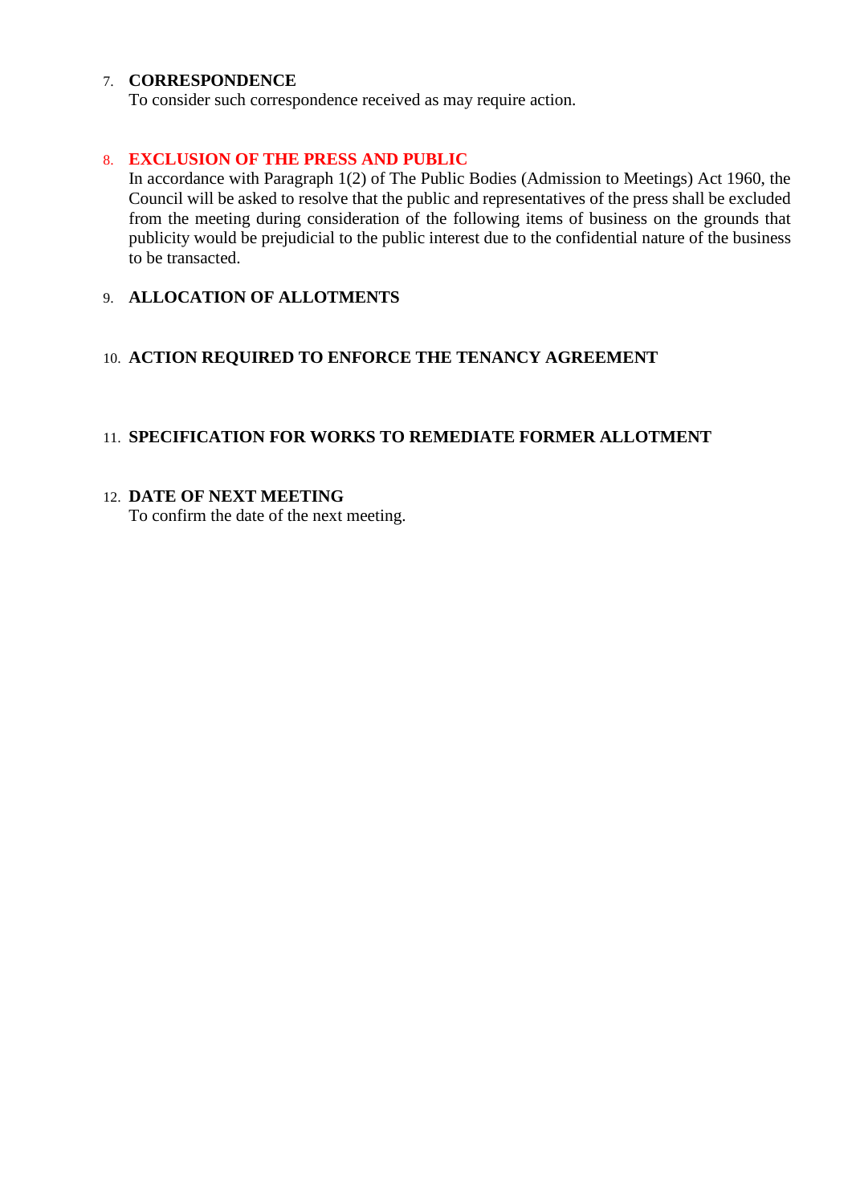7. **CORRESPONDENCE**
   To consider such correspondence received as may require action.

8. **EXCLUSION OF THE PRESS AND PUBLIC**
   In accordance with Paragraph 1(2) of The Public Bodies (Admission to Meetings) Act 1960, the Council will be asked to resolve that the public and representatives of the press shall be excluded from the meeting during consideration of the following items of business on the grounds that publicity would be prejudicial to the public interest due to the confidential nature of the business to be transacted.

9. **ALLOCATION OF ALLOTMENTS**

10. **ACTION REQUIRED TO ENFORCE THE TENANCY AGREEMENT**

11. **SPECIFICATION FOR WORKS TO REMEDIATE FORMER ALLOTMENT**

12. **DATE OF NEXT MEETING**
    To confirm the date of the next meeting.